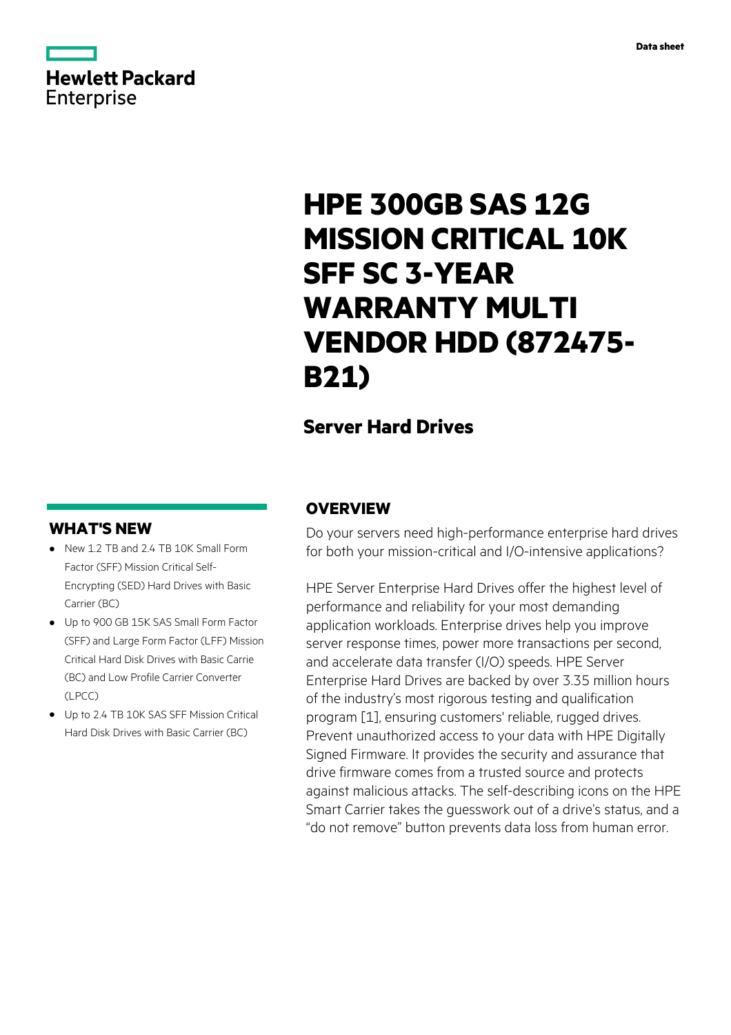Data sheet

# HPE 300GB SAS 12G MISSION CRITICAL 10K SFF SC 3-YEAR WARRANTY MULTI VENDOR HDD (872475-B21)

## Server Hard Drives

## WHAT'S NEW

- New 1.2 TB and 2.4 TB 10K Small Form Factor (SFF) Mission Critical Self-Encrypting (SED) Hard Drives with Basic Carrier (BC)
- Up to 900 GB 15K SAS Small Form Factor (SFF) and Large Form Factor (LFF) Mission Critical Hard Disk Drives with Basic Carrie (BC) and Low Profile Carrier Converter (LPCC)
- Up to 2.4 TB 10K SAS SFF Mission Critical Hard Disk Drives with Basic Carrier (BC)

## OVERVIEW

Do your servers need high-performance enterprise hard drives for both your mission-critical and I/O-intensive applications?

HPE Server Enterprise Hard Drives offer the highest level of performance and reliability for your most demanding application workloads. Enterprise drives help you improve server response times, power more transactions per second, and accelerate data transfer (I/O) speeds. HPE Server Enterprise Hard Drives are backed by over 3.35 million hours of the industry's most rigorous testing and qualification program [1], ensuring customers' reliable, rugged drives. Prevent unauthorized access to your data with HPE Digitally Signed Firmware. It provides the security and assurance that drive firmware comes from a trusted source and protects against malicious attacks. The self-describing icons on the HPE Smart Carrier takes the guesswork out of a drive's status, and a "do not remove" button prevents data loss from human error.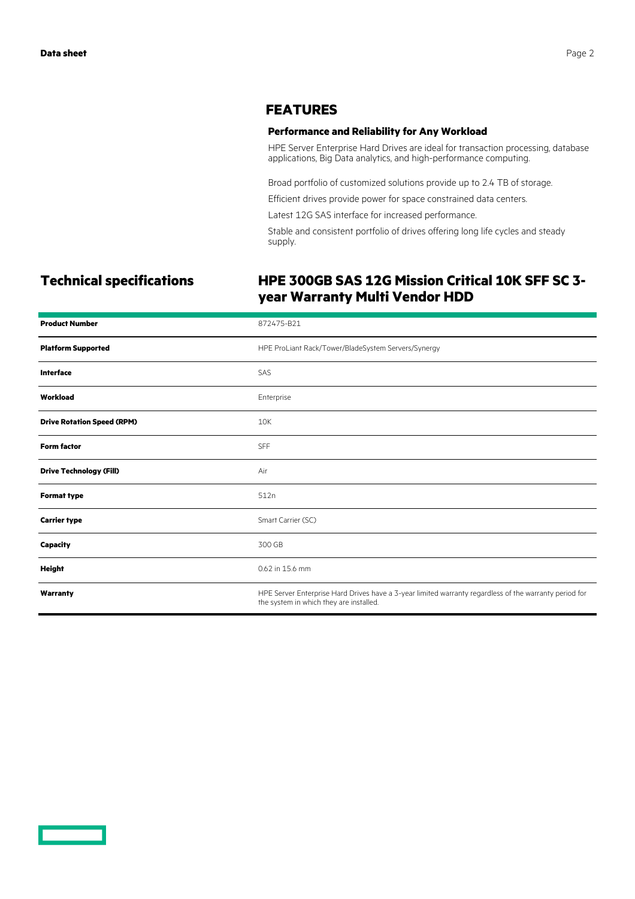## FEATURES

### Performance and Reliability for Any Workload

HPE Server Enterprise Hard Drives are ideal for transaction processing, database applications, Big Data analytics, and high-performance computing.

Broad portfolio of customized solutions provide up to 2.4 TB of storage.

Efficient drives provide power for space constrained data centers.

Latest 12G SAS interface for increased performance.

Stable and consistent portfolio of drives offering long life cycles and steady supply.

## Technical specifications

## HPE 300GB SAS 12G Mission Critical 10K SFF SC 3-year Warranty Multi Vendor HDD

| | |
|---|---|
| **Product Number** | 872475-B21 |
| **Platform Supported** | HPE ProLiant Rack/Tower/BladeSystem Servers/Synergy |
| **Interface** | SAS |
| **Workload** | Enterprise |
| **Drive Rotation Speed (RPM)** | 10K |
| **Form factor** | SFF |
| **Drive Technology (Fill)** | Air |
| **Format type** | 512n |
| **Carrier type** | Smart Carrier (SC) |
| **Capacity** | 300 GB |
| **Height** | 0.62 in 15.6 mm |
| **Warranty** | HPE Server Enterprise Hard Drives have a 3-year limited warranty regardless of the warranty period for the system in which they are installed. |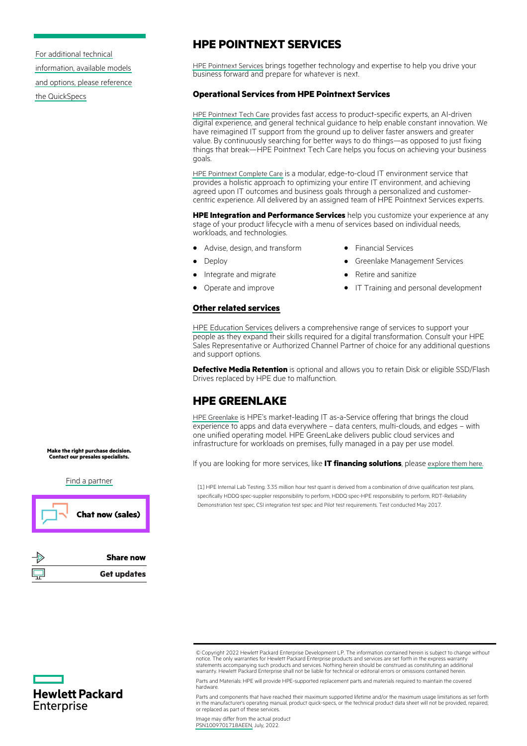For additional technical information, available models and options, please reference the QuickSpecs

## HPE POINTNEXT SERVICES

HPE Pointnext Services brings together technology and expertise to help you drive your business forward and prepare for whatever is next.

### Operational Services from HPE Pointnext Services

HPE Pointnext Tech Care provides fast access to product-specific experts, an AI-driven digital experience, and general technical guidance to help enable constant innovation. We have reimagined IT support from the ground up to deliver faster answers and greater value. By continuously searching for better ways to do things—as opposed to just fixing things that break—HPE Pointnext Tech Care helps you focus on achieving your business goals.

HPE Pointnext Complete Care is a modular, edge-to-cloud IT environment service that provides a holistic approach to optimizing your entire IT environment, and achieving agreed upon IT outcomes and business goals through a personalized and customer-centric experience. All delivered by an assigned team of HPE Pointnext Services experts.

**HPE Integration and Performance Services** help you customize your experience at any stage of your product lifecycle with a menu of services based on individual needs, workloads, and technologies.

- Advise, design, and transform
- Deploy
- Integrate and migrate
- Operate and improve
- Financial Services
- Greenlake Management Services
- Retire and sanitize
- IT Training and personal development

### Other related services

HPE Education Services delivers a comprehensive range of services to support your people as they expand their skills required for a digital transformation. Consult your HPE Sales Representative or Authorized Channel Partner of choice for any additional questions and support options.

**Defective Media Retention** is optional and allows you to retain Disk or eligible SSD/Flash Drives replaced by HPE due to malfunction.

## HPE GREENLAKE

HPE Greenlake is HPE's market-leading IT as-a-Service offering that brings the cloud experience to apps and data everywhere – data centers, multi-clouds, and edges – with one unified operating model. HPE GreenLake delivers public cloud services and infrastructure for workloads on premises, fully managed in a pay per use model.

If you are looking for more services, like **IT financing solutions**, please explore them here.

[1] HPE Internal Lab Testing. 3.35 million hour test quant is derived from a combination of drive qualification test plans, specifically HDDQ spec-supplier responsibility to perform, HDDQ spec-HPE responsibility to perform, RDT-Reliability Demonstration test spec, CSI integration test spec and Pilot test requirements. Test conducted May 2017.

**Make the right purchase decision. Contact our presales specialists.**

Find a partner

**Chat now (sales)**

**Share now**

**Get updates**

© Copyright 2022 Hewlett Packard Enterprise Development LP. The information contained herein is subject to change without notice. The only warranties for Hewlett Packard Enterprise products and services are set forth in the express warranty statements accompanying such products and services. Nothing herein should be construed as constituting an additional warranty. Hewlett Packard Enterprise shall not be liable for technical or editorial errors or omissions contained herein.

Parts and Materials: HPE will provide HPE-supported replacement parts and materials required to maintain the covered hardware.

Parts and components that have reached their maximum supported lifetime and/or the maximum usage limitations as set forth in the manufacturer's operating manual, product quick-specs, or the technical product data sheet will not be provided, repaired, or replaced as part of these services.

Image may differ from the actual product

PSN1009701718AEEN, July, 2022.

**Hewlett Packard Enterprise**